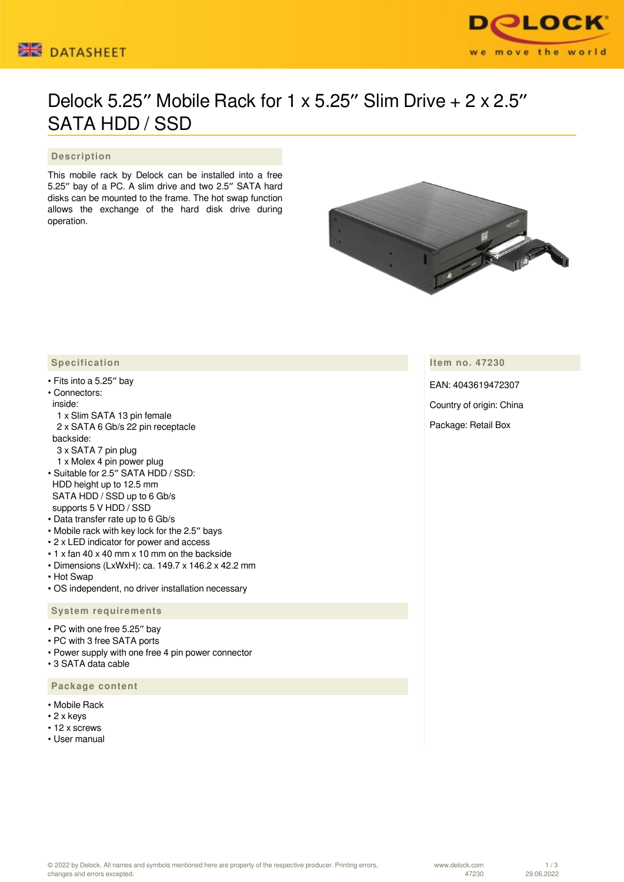# Delock 5.25″ Mobile Rack for 1 x 5.25″ Slim Drive + 2 x 2.5″ SATA HDD / SSD

## Description

This mobile rack by Delock can be installed into a free 5.25″ bay of a PC. A slim drive and two 2.5″ SATA hard disks can be mounted to the frame. The hot swap function allows the exchange of the hard disk drive during operation.

## Specification

- Fits into a 5.25″ bay
- Connectors:
  inside:
  1 x Slim SATA 13 pin female
  2 x SATA 6 Gb/s 22 pin receptacle
  backside:
  3 x SATA 7 pin plug
  1 x Molex 4 pin power plug
- Suitable for 2.5″ SATA HDD / SSD:
  HDD height up to 12.5 mm
  SATA HDD / SSD up to 6 Gb/s
  supports 5 V HDD / SSD
- Data transfer rate up to 6 Gb/s
- Mobile rack with key lock for the 2.5″ bays
- 2 x LED indicator for power and access
- 1 x fan 40 x 40 mm x 10 mm on the backside
- Dimensions (LxWxH): ca. 149.7 x 146.2 x 42.2 mm
- Hot Swap
- OS independent, no driver installation necessary

## System requirements

- PC with one free 5.25″ bay
- PC with 3 free SATA ports
- Power supply with one free 4 pin power connector
- 3 SATA data cable

## Package content

- Mobile Rack
- 2 x keys
- 12 x screws
- User manual

## Item no. 47230

EAN: 4043619472307

Country of origin: China

Package: Retail Box

© 2022 by Delock. All names and symbols mentioned here are property of the respective producer. Printing errors, changes and errors excepted.

www.delock.com 47230 29.06.2022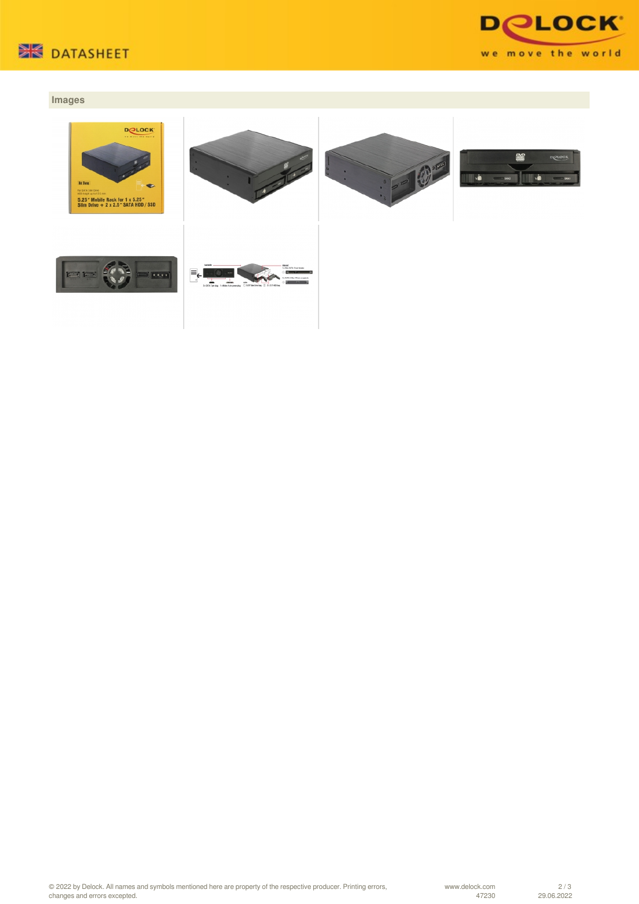## Images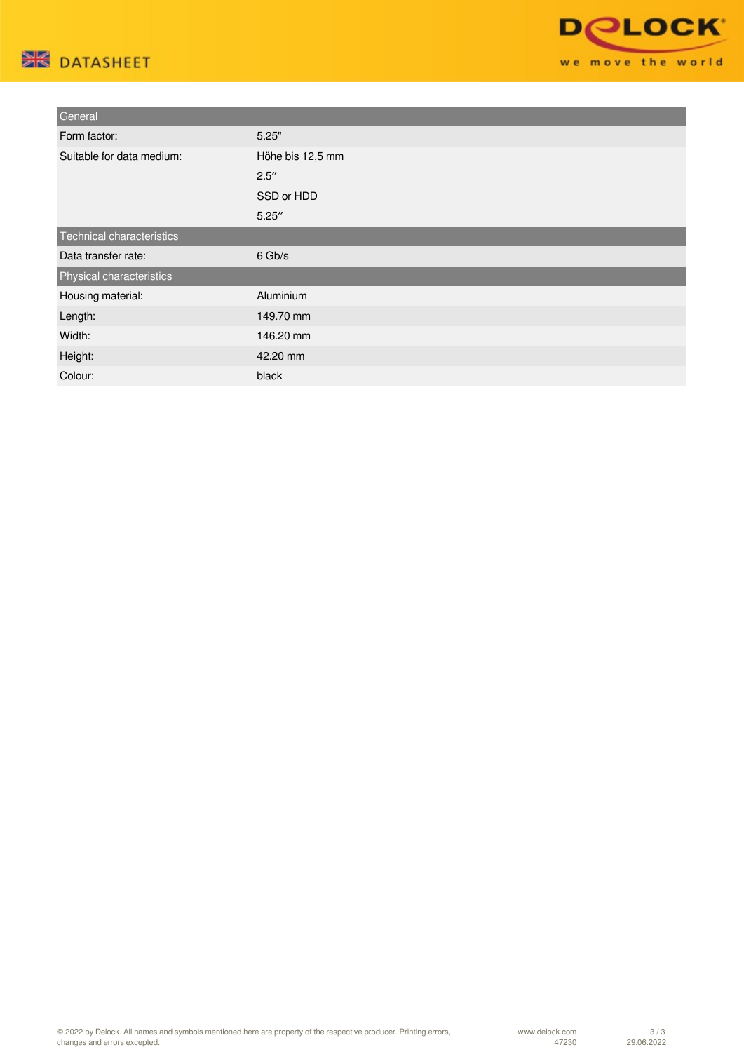| | |
|---|---|
| **General** | |
| Form factor: | 5.25" |
| Suitable for data medium: | Höhe bis 12,5 mm<br>2.5″<br>SSD or HDD<br>5.25″ |
| **Technical characteristics** | |
| Data transfer rate: | 6 Gb/s |
| **Physical characteristics** | |
| Housing material: | Aluminium |
| Length: | 149.70 mm |
| Width: | 146.20 mm |
| Height: | 42.20 mm |
| Colour: | black |